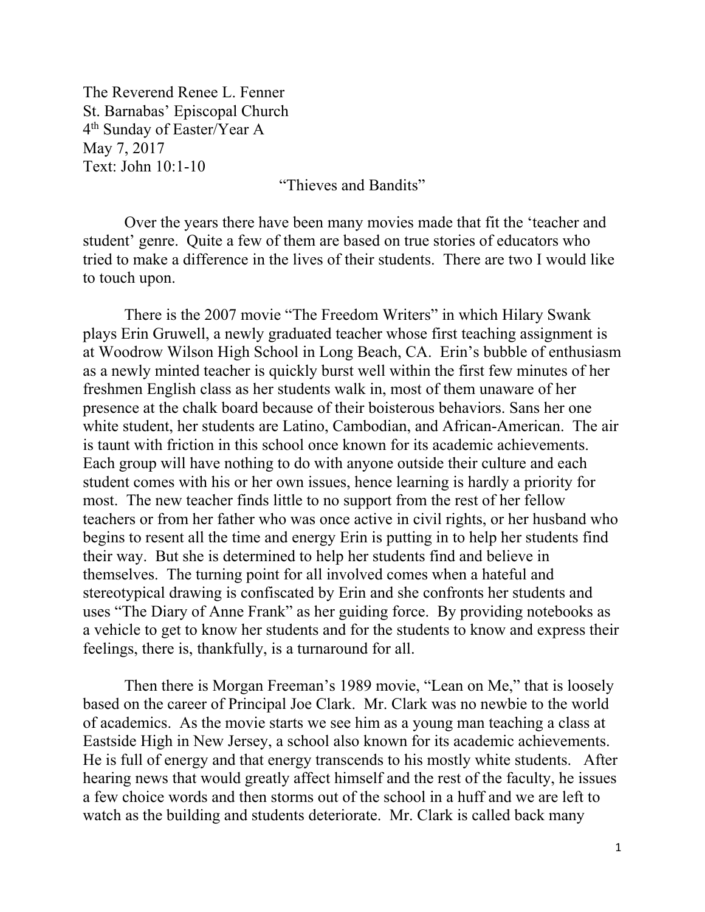The Reverend Renee L. Fenner
St. Barnabas' Episcopal Church
4th Sunday of Easter/Year A
May 7, 2017
Text: John 10:1-10

"Thieves and Bandits"

Over the years there have been many movies made that fit the 'teacher and student' genre. Quite a few of them are based on true stories of educators who tried to make a difference in the lives of their students. There are two I would like to touch upon.

There is the 2007 movie "The Freedom Writers" in which Hilary Swank plays Erin Gruwell, a newly graduated teacher whose first teaching assignment is at Woodrow Wilson High School in Long Beach, CA. Erin's bubble of enthusiasm as a newly minted teacher is quickly burst well within the first few minutes of her freshmen English class as her students walk in, most of them unaware of her presence at the chalk board because of their boisterous behaviors. Sans her one white student, her students are Latino, Cambodian, and African-American. The air is taunt with friction in this school once known for its academic achievements. Each group will have nothing to do with anyone outside their culture and each student comes with his or her own issues, hence learning is hardly a priority for most. The new teacher finds little to no support from the rest of her fellow teachers or from her father who was once active in civil rights, or her husband who begins to resent all the time and energy Erin is putting in to help her students find their way. But she is determined to help her students find and believe in themselves. The turning point for all involved comes when a hateful and stereotypical drawing is confiscated by Erin and she confronts her students and uses "The Diary of Anne Frank" as her guiding force. By providing notebooks as a vehicle to get to know her students and for the students to know and express their feelings, there is, thankfully, is a turnaround for all.

Then there is Morgan Freeman's 1989 movie, "Lean on Me," that is loosely based on the career of Principal Joe Clark. Mr. Clark was no newbie to the world of academics. As the movie starts we see him as a young man teaching a class at Eastside High in New Jersey, a school also known for its academic achievements. He is full of energy and that energy transcends to his mostly white students. After hearing news that would greatly affect himself and the rest of the faculty, he issues a few choice words and then storms out of the school in a huff and we are left to watch as the building and students deteriorate. Mr. Clark is called back many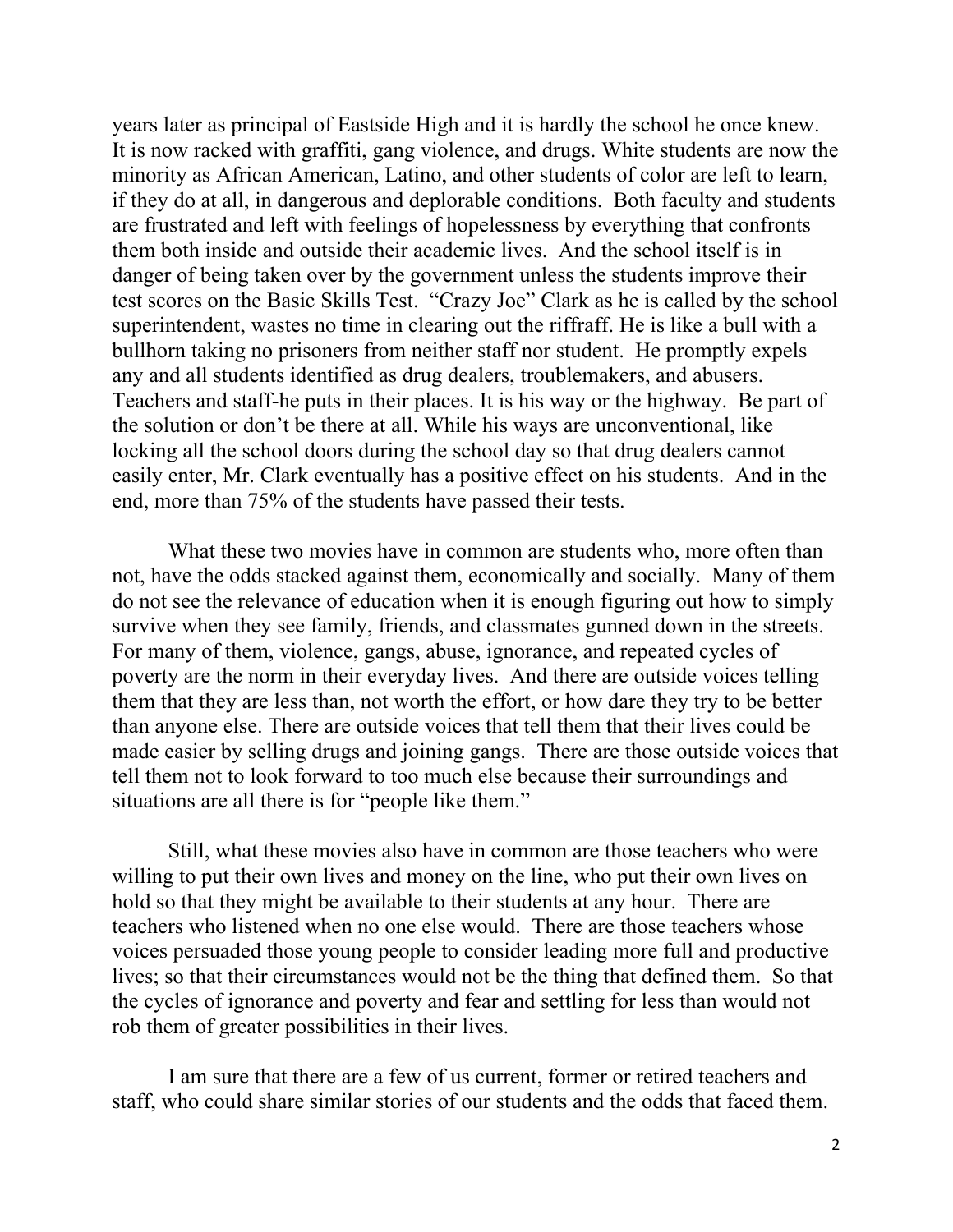years later as principal of Eastside High and it is hardly the school he once knew. It is now racked with graffiti, gang violence, and drugs. White students are now the minority as African American, Latino, and other students of color are left to learn, if they do at all, in dangerous and deplorable conditions. Both faculty and students are frustrated and left with feelings of hopelessness by everything that confronts them both inside and outside their academic lives. And the school itself is in danger of being taken over by the government unless the students improve their test scores on the Basic Skills Test. "Crazy Joe" Clark as he is called by the school superintendent, wastes no time in clearing out the riffraff. He is like a bull with a bullhorn taking no prisoners from neither staff nor student. He promptly expels any and all students identified as drug dealers, troublemakers, and abusers. Teachers and staff-he puts in their places. It is his way or the highway. Be part of the solution or don't be there at all. While his ways are unconventional, like locking all the school doors during the school day so that drug dealers cannot easily enter, Mr. Clark eventually has a positive effect on his students. And in the end, more than 75% of the students have passed their tests.

What these two movies have in common are students who, more often than not, have the odds stacked against them, economically and socially. Many of them do not see the relevance of education when it is enough figuring out how to simply survive when they see family, friends, and classmates gunned down in the streets. For many of them, violence, gangs, abuse, ignorance, and repeated cycles of poverty are the norm in their everyday lives. And there are outside voices telling them that they are less than, not worth the effort, or how dare they try to be better than anyone else. There are outside voices that tell them that their lives could be made easier by selling drugs and joining gangs. There are those outside voices that tell them not to look forward to too much else because their surroundings and situations are all there is for "people like them."

Still, what these movies also have in common are those teachers who were willing to put their own lives and money on the line, who put their own lives on hold so that they might be available to their students at any hour. There are teachers who listened when no one else would. There are those teachers whose voices persuaded those young people to consider leading more full and productive lives; so that their circumstances would not be the thing that defined them. So that the cycles of ignorance and poverty and fear and settling for less than would not rob them of greater possibilities in their lives.

I am sure that there are a few of us current, former or retired teachers and staff, who could share similar stories of our students and the odds that faced them.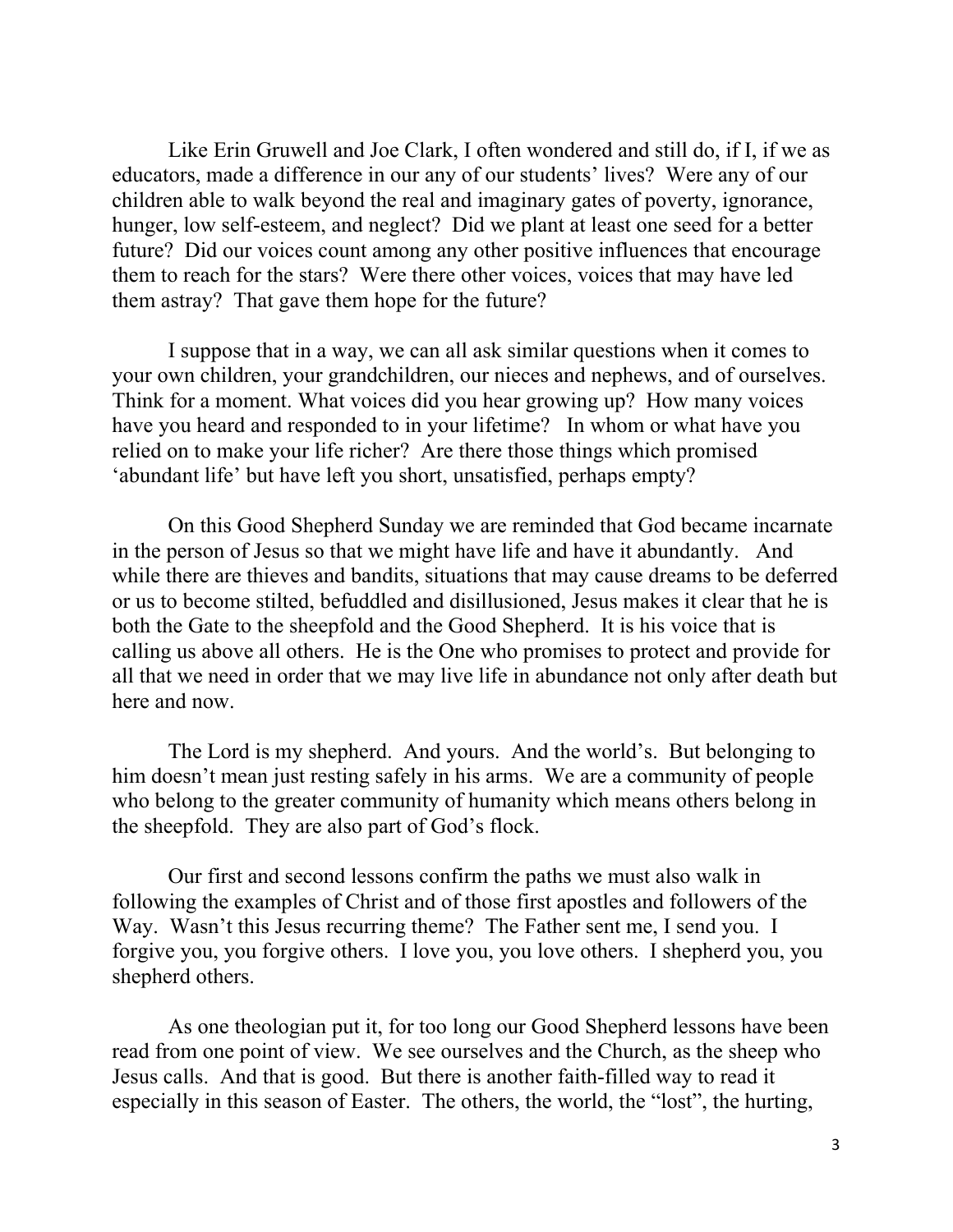Like Erin Gruwell and Joe Clark, I often wondered and still do, if I, if we as educators, made a difference in our any of our students' lives? Were any of our children able to walk beyond the real and imaginary gates of poverty, ignorance, hunger, low self-esteem, and neglect? Did we plant at least one seed for a better future? Did our voices count among any other positive influences that encourage them to reach for the stars? Were there other voices, voices that may have led them astray? That gave them hope for the future?

I suppose that in a way, we can all ask similar questions when it comes to your own children, your grandchildren, our nieces and nephews, and of ourselves. Think for a moment. What voices did you hear growing up? How many voices have you heard and responded to in your lifetime? In whom or what have you relied on to make your life richer? Are there those things which promised 'abundant life' but have left you short, unsatisfied, perhaps empty?

On this Good Shepherd Sunday we are reminded that God became incarnate in the person of Jesus so that we might have life and have it abundantly. And while there are thieves and bandits, situations that may cause dreams to be deferred or us to become stilted, befuddled and disillusioned, Jesus makes it clear that he is both the Gate to the sheepfold and the Good Shepherd. It is his voice that is calling us above all others. He is the One who promises to protect and provide for all that we need in order that we may live life in abundance not only after death but here and now.

The Lord is my shepherd. And yours. And the world's. But belonging to him doesn't mean just resting safely in his arms. We are a community of people who belong to the greater community of humanity which means others belong in the sheepfold. They are also part of God's flock.

Our first and second lessons confirm the paths we must also walk in following the examples of Christ and of those first apostles and followers of the Way. Wasn't this Jesus recurring theme? The Father sent me, I send you. I forgive you, you forgive others. I love you, you love others. I shepherd you, you shepherd others.

As one theologian put it, for too long our Good Shepherd lessons have been read from one point of view. We see ourselves and the Church, as the sheep who Jesus calls. And that is good. But there is another faith-filled way to read it especially in this season of Easter. The others, the world, the "lost", the hurting,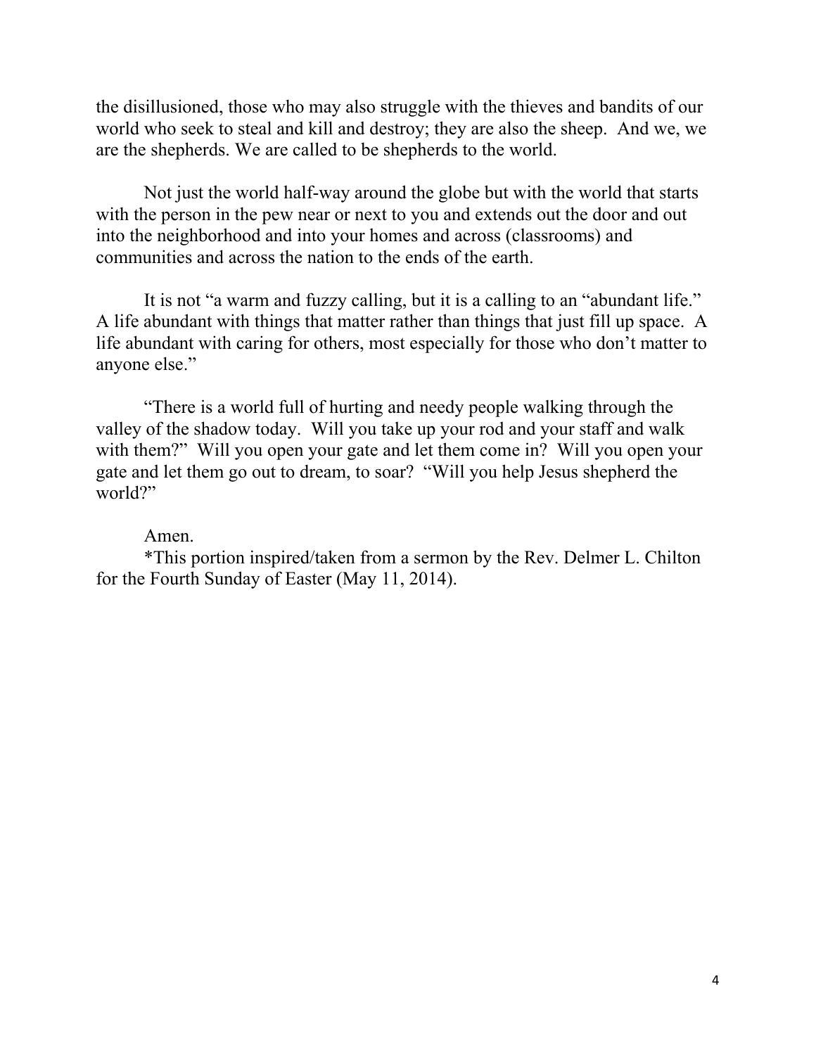the disillusioned, those who may also struggle with the thieves and bandits of our world who seek to steal and kill and destroy; they are also the sheep. And we, we are the shepherds. We are called to be shepherds to the world.

Not just the world half-way around the globe but with the world that starts with the person in the pew near or next to you and extends out the door and out into the neighborhood and into your homes and across (classrooms) and communities and across the nation to the ends of the earth.

It is not "a warm and fuzzy calling, but it is a calling to an "abundant life." A life abundant with things that matter rather than things that just fill up space. A life abundant with caring for others, most especially for those who don't matter to anyone else."

"There is a world full of hurting and needy people walking through the valley of the shadow today. Will you take up your rod and your staff and walk with them?" Will you open your gate and let them come in? Will you open your gate and let them go out to dream, to soar? "Will you help Jesus shepherd the world?"

Amen.

*This portion inspired/taken from a sermon by the Rev. Delmer L. Chilton for the Fourth Sunday of Easter (May 11, 2014).